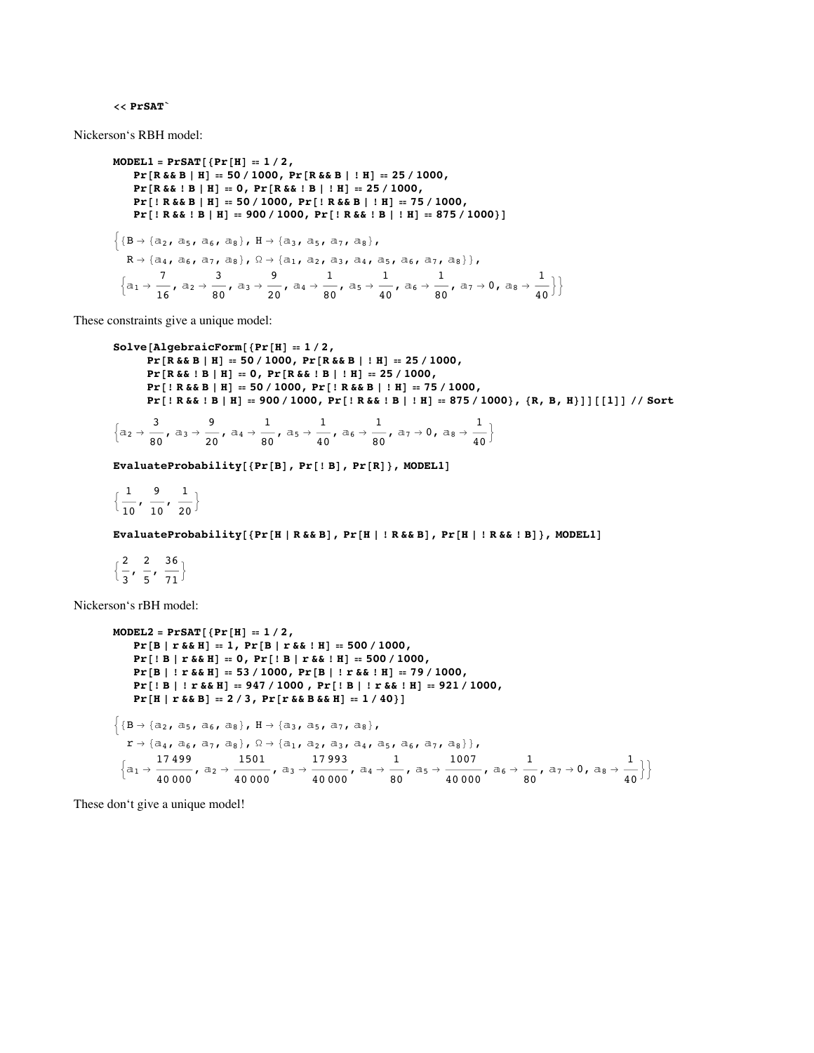```
<< PrSAT`
```

Nickerson's RBH model:

```
MODEL1 = PrSAT[{Pr[H] == 1 / 2,
   Pr[R && B | H] == 50 / 1000, Pr[R && B | ! H] == 25 / 1000,
   Pr[R && ! B | H] == 0, Pr[R && ! B | ! H] == 25 / 1000,
   Pr[! R && B | H] == 50 / 1000, Pr[! R && B | ! H] == 75 / 1000,
   Pr[! R && ! B | H] == 900 / 1000, Pr[! R && ! B | ! H] == 875 / 1000}]
```

$$\left\{\{B \to \{a_2, a_5, a_6, a_8\},\ H \to \{a_3, a_5, a_7, a_8\},\ R \to \{a_4, a_6, a_7, a_8\},\ \Omega \to \{a_1, a_2, a_3, a_4, a_5, a_6, a_7, a_8\}\},\ \left\{a_1 \to \frac{7}{16},\ a_2 \to \frac{3}{80},\ a_3 \to \frac{9}{20},\ a_4 \to \frac{1}{80},\ a_5 \to \frac{1}{40},\ a_6 \to \frac{1}{80},\ a_7 \to 0,\ a_8 \to \frac{1}{40}\right\}\right\}$$

These constraints give a unique model:

```
Solve[AlgebraicForm[{Pr[H] == 1 / 2,
     Pr[R && B | H] == 50 / 1000, Pr[R && B | ! H] == 25 / 1000,
     Pr[R && ! B | H] == 0, Pr[R && ! B | ! H] == 25 / 1000,
     Pr[! R && B | H] == 50 / 1000, Pr[! R && B | ! H] == 75 / 1000,
     Pr[! R && ! B | H] == 900 / 1000, Pr[! R && ! B | ! H] == 875 / 1000}, {R, B, H}]][[1]] // Sort
```

$$\left\{a_2 \to \frac{3}{80},\ a_3 \to \frac{9}{20},\ a_4 \to \frac{1}{80},\ a_5 \to \frac{1}{40},\ a_6 \to \frac{1}{80},\ a_7 \to 0,\ a_8 \to \frac{1}{40}\right\}$$

```
EvaluateProbability[{Pr[B], Pr[! B], Pr[R]}, MODEL1]
```

$$\left\{\frac{1}{10},\ \frac{9}{10},\ \frac{1}{20}\right\}$$

```
EvaluateProbability[{Pr[H | R && B], Pr[H | ! R && B], Pr[H | ! R && ! B]}, MODEL1]
```

$$\left\{\frac{2}{3},\ \frac{2}{5},\ \frac{36}{71}\right\}$$

Nickerson's rBH model:

```
MODEL2 = PrSAT[{Pr[H] == 1 / 2,
   Pr[B | r && H] == 1, Pr[B | r && ! H] == 500 / 1000,
   Pr[! B | r && H] == 0, Pr[! B | r && ! H] == 500 / 1000,
   Pr[B | ! r && H] == 53 / 1000, Pr[B | ! r && ! H] == 79 / 1000,
   Pr[! B | ! r && H] == 947 / 1000 , Pr[! B | ! r && ! H] == 921 / 1000,
   Pr[H | r && B] == 2 / 3, Pr[r && B && H] == 1 / 40}]
```

$$\left\{\{B \to \{a_2, a_5, a_6, a_8\},\ H \to \{a_3, a_5, a_7, a_8\},\ r \to \{a_4, a_6, a_7, a_8\},\ \Omega \to \{a_1, a_2, a_3, a_4, a_5, a_6, a_7, a_8\}\},\ \left\{a_1 \to \frac{17499}{40000},\ a_2 \to \frac{1501}{40000},\ a_3 \to \frac{17993}{40000},\ a_4 \to \frac{1}{80},\ a_5 \to \frac{1007}{40000},\ a_6 \to \frac{1}{80},\ a_7 \to 0,\ a_8 \to \frac{1}{40}\right\}\right\}$$

These don't give a unique model!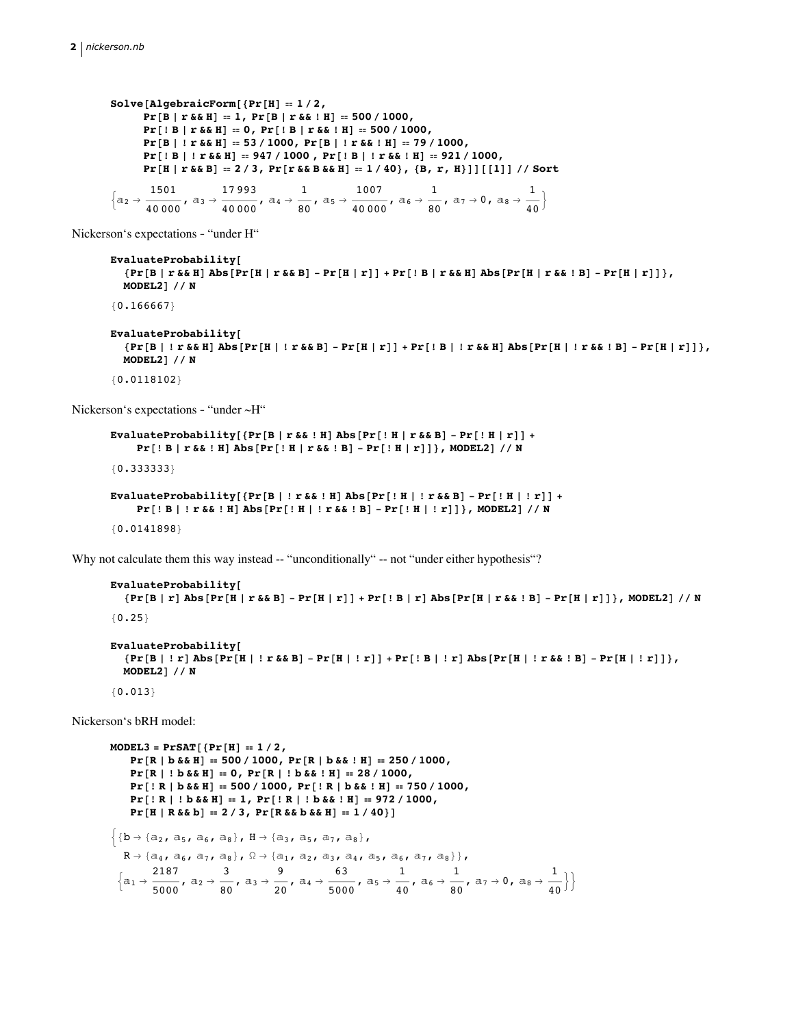```
Solve[AlgebraicForm[{Pr[H] == 1 / 2,
    Pr[B | r && H] == 1, Pr[B | r && ! H] == 500 / 1000,
    Pr[! B | r && H] == 0, Pr[! B | r && ! H] == 500 / 1000,
    Pr[B | ! r && H] == 53 / 1000, Pr[B | ! r && ! H] == 79 / 1000,
    Pr[! B | ! r && H] == 947 / 1000 , Pr[! B | ! r && ! H] == 921 / 1000,
    Pr[H | r && B] == 2 / 3, Pr[r && B && H] == 1 / 40}, {B, r, H}]][[1]] // Sort
```

$$\left\{a_2 \to \frac{1501}{40\,000},\ a_3 \to \frac{17\,993}{40\,000},\ a_4 \to \frac{1}{80},\ a_5 \to \frac{1007}{40\,000},\ a_6 \to \frac{1}{80},\ a_7 \to 0,\ a_8 \to \frac{1}{40}\right\}$$

Nickerson's expectations - "under H"

```
EvaluateProbability[
  {Pr[B | r && H] Abs[Pr[H | r && B] - Pr[H | r]] + Pr[! B | r && H] Abs[Pr[H | r && ! B] - Pr[H | r]]},
  MODEL2] // N
```

{0.166667}

```
EvaluateProbability[
  {Pr[B | ! r && H] Abs[Pr[H | ! r && B] - Pr[H | r]] + Pr[! B | ! r && H] Abs[Pr[H | ! r && ! B] - Pr[H | r]]},
  MODEL2] // N
```

{0.0118102}

Nickerson's expectations - "under ~H"

```
EvaluateProbability[{Pr[B | r && ! H] Abs[Pr[! H | r && B] - Pr[! H | r]] +
    Pr[! B | r && ! H] Abs[Pr[! H | r && ! B] - Pr[! H | r]]}, MODEL2] // N
```

{0.333333}

```
EvaluateProbability[{Pr[B | ! r && ! H] Abs[Pr[! H | ! r && B] - Pr[! H | ! r]] +
    Pr[! B | ! r && ! H] Abs[Pr[! H | ! r && ! B] - Pr[! H | ! r]]}, MODEL2] // N
```

{0.0141898}

Why not calculate them this way instead -- "unconditionally" -- not "under either hypothesis"?

```
EvaluateProbability[
  {Pr[B | r] Abs[Pr[H | r && B] - Pr[H | r]] + Pr[! B | r] Abs[Pr[H | r && ! B] - Pr[H | r]]}, MODEL2] // N
```

{0.25}

```
EvaluateProbability[
  {Pr[B | ! r] Abs[Pr[H | ! r && B] - Pr[H | ! r]] + Pr[! B | ! r] Abs[Pr[H | ! r && ! B] - Pr[H | ! r]]},
  MODEL2] // N
```

{0.013}

Nickerson's bRH model:

```
MODEL3 = PrSAT[{Pr[H] == 1 / 2,
    Pr[R | b && H] == 500 / 1000, Pr[R | b && ! H] == 250 / 1000,
    Pr[R | ! b && H] == 0, Pr[R | ! b && ! H] == 28 / 1000,
    Pr[! R | b && H] == 500 / 1000, Pr[! R | b && ! H] == 750 / 1000,
    Pr[! R | ! b && H] == 1, Pr[! R | ! b && ! H] == 972 / 1000,
    Pr[H | R && b] == 2 / 3, Pr[R && b && H] == 1 / 40}]
```

$$\Big\{\{b \to \{a_2, a_5, a_6, a_8\},\ H \to \{a_3, a_5, a_7, a_8\},\ R \to \{a_4, a_6, a_7, a_8\},\ \Omega \to \{a_1, a_2, a_3, a_4, a_5, a_6, a_7, a_8\}\},$$
$$\left\{a_1 \to \frac{2187}{5000},\ a_2 \to \frac{3}{80},\ a_3 \to \frac{9}{20},\ a_4 \to \frac{63}{5000},\ a_5 \to \frac{1}{40},\ a_6 \to \frac{1}{80},\ a_7 \to 0,\ a_8 \to \frac{1}{40}\right\}\Big\}$$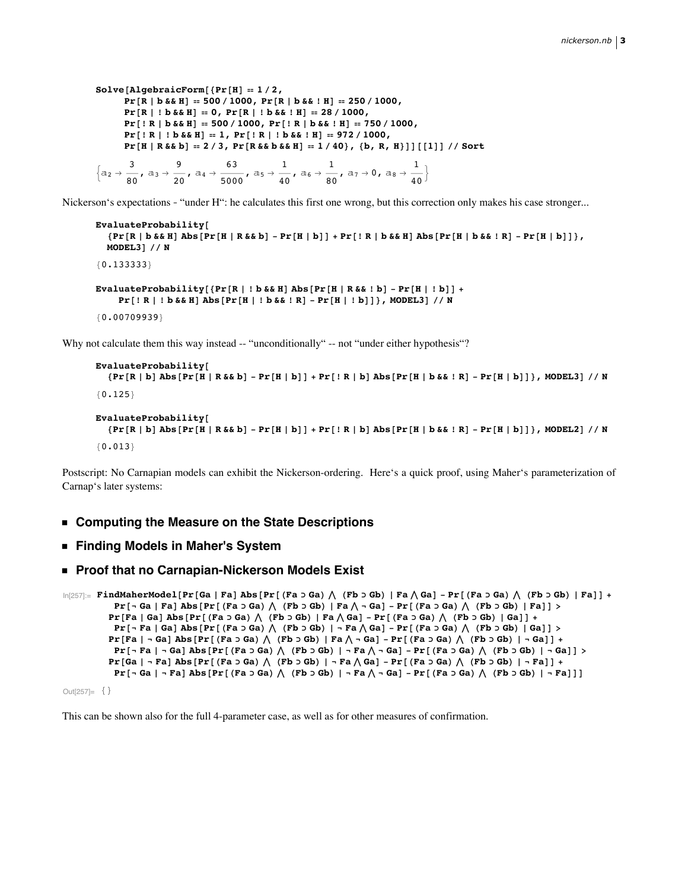```
Solve[AlgebraicForm[{Pr[H] == 1 / 2,
    Pr[R | b && H] == 500 / 1000, Pr[R | b && ! H] == 250 / 1000,
    Pr[R | ! b && H] == 0, Pr[R | ! b && ! H] == 28 / 1000,
    Pr[! R | b && H] == 500 / 1000, Pr[! R | b && ! H] == 750 / 1000,
    Pr[! R | ! b && H] == 1, Pr[! R | ! b && ! H] == 972 / 1000,
    Pr[H | R && b] == 2 / 3, Pr[R && b && H] == 1 / 40}, {b, R, H}]][[1]] // Sort
```

$$\left\{a_2 \to \frac{3}{80},\ a_3 \to \frac{9}{20},\ a_4 \to \frac{63}{5000},\ a_5 \to \frac{1}{40},\ a_6 \to \frac{1}{80},\ a_7 \to 0,\ a_8 \to \frac{1}{40}\right\}$$

Nickerson's expectations - "under H": he calculates this first one wrong, but this correction only makes his case stronger...

```
EvaluateProbability[
  {Pr[R | b && H] Abs[Pr[H | R && b] - Pr[H | b]] + Pr[! R | b && H] Abs[Pr[H | b && ! R] - Pr[H | b]]},
  MODEL3] // N
```

{0.133333}

```
EvaluateProbability[{Pr[R | ! b && H] Abs[Pr[H | R && ! b] - Pr[H | ! b]] +
    Pr[! R | ! b && H] Abs[Pr[H | ! b && ! R] - Pr[H | ! b]]}, MODEL3] // N
```

{0.00709939}

Why not calculate them this way instead -- "unconditionally" -- not "under either hypothesis"?

```
EvaluateProbability[
  {Pr[R | b] Abs[Pr[H | R && b] - Pr[H | b]] + Pr[! R | b] Abs[Pr[H | b && ! R] - Pr[H | b]]}, MODEL3] // N
```

{0.125}

```
EvaluateProbability[
  {Pr[R | b] Abs[Pr[H | R && b] - Pr[H | b]] + Pr[! R | b] Abs[Pr[H | b && ! R] - Pr[H | b]]}, MODEL2] // N
```

{0.013}

Postscript: No Carnapian models can exhibit the Nickerson-ordering. Here's a quick proof, using Maher's parameterization of Carnap's later systems:

- **Computing the Measure on the State Descriptions**
- **Finding Models in Maher's System**
- **Proof that no Carnapian-Nickerson Models Exist**

```
In[257]:= FindMaherModel[Pr[Ga | Fa] Abs[Pr[(Fa ⊃ Ga) ⋀ (Fb ⊃ Gb) | Fa ⋀ Ga] - Pr[(Fa ⊃ Ga) ⋀ (Fb ⊃ Gb) | Fa]] +
      Pr[¬ Ga | Fa] Abs[Pr[(Fa ⊃ Ga) ⋀ (Fb ⊃ Gb) | Fa ⋀ ¬ Ga] - Pr[(Fa ⊃ Ga) ⋀ (Fb ⊃ Gb) | Fa]] >
    Pr[Fa | Ga] Abs[Pr[(Fa ⊃ Ga) ⋀ (Fb ⊃ Gb) | Fa ⋀ Ga] - Pr[(Fa ⊃ Ga) ⋀ (Fb ⊃ Gb) | Ga]] +
      Pr[¬ Fa | Ga] Abs[Pr[(Fa ⊃ Ga) ⋀ (Fb ⊃ Gb) | ¬ Fa ⋀ Ga] - Pr[(Fa ⊃ Ga) ⋀ (Fb ⊃ Gb) | Ga]] >
    Pr[Fa | ¬ Ga] Abs[Pr[(Fa ⊃ Ga) ⋀ (Fb ⊃ Gb) | Fa ⋀ ¬ Ga] - Pr[(Fa ⊃ Ga) ⋀ (Fb ⊃ Gb) | ¬ Ga]] +
      Pr[¬ Fa | ¬ Ga] Abs[Pr[(Fa ⊃ Ga) ⋀ (Fb ⊃ Gb) | ¬ Fa ⋀ ¬ Ga] - Pr[(Fa ⊃ Ga) ⋀ (Fb ⊃ Gb) | ¬ Ga]] >
    Pr[Ga | ¬ Fa] Abs[Pr[(Fa ⊃ Ga) ⋀ (Fb ⊃ Gb) | ¬ Fa ⋀ Ga] - Pr[(Fa ⊃ Ga) ⋀ (Fb ⊃ Gb) | ¬ Fa]] +
      Pr[¬ Ga | ¬ Fa] Abs[Pr[(Fa ⊃ Ga) ⋀ (Fb ⊃ Gb) | ¬ Fa ⋀ ¬ Ga] - Pr[(Fa ⊃ Ga) ⋀ (Fb ⊃ Gb) | ¬ Fa]]]

Out[257]= {}
```

This can be shown also for the full 4-parameter case, as well as for other measures of confirmation.